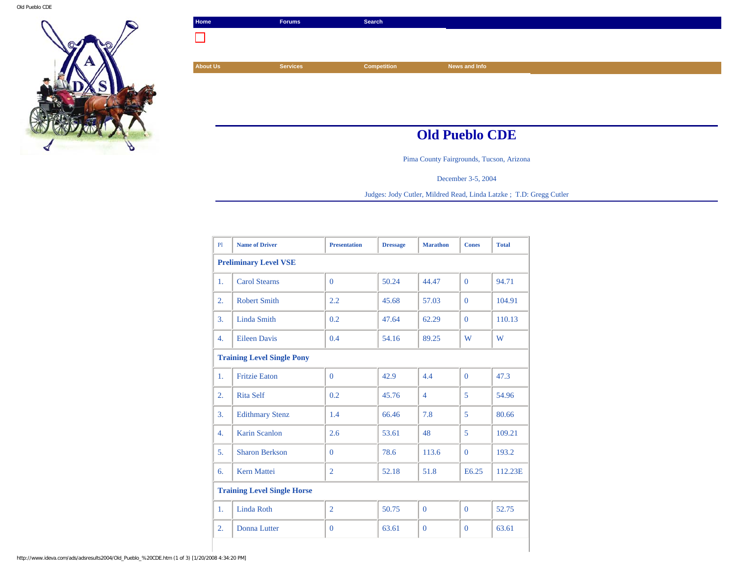Home | Forums | Search

About Us | Services | Competition | News and Info

# Old Pueblo CDE

Pima County Fairgrounds, Tucson, Arizona

December 3-5, 2004

Judges: Jody Cutler, Mildred Read, Linda Latzke ; T.D: Gregg Cutler

| Pl | Name of Driver | Presentation | Dressage | Marathon | Cones | Total |
|---|---|---|---|---|---|---|
| **Preliminary Level VSE** | | | | | | |
| 1. | Carol Stearns | 0 | 50.24 | 44.47 | 0 | 94.71 |
| 2. | Robert Smith | 2.2 | 45.68 | 57.03 | 0 | 104.91 |
| 3. | Linda Smith | 0.2 | 47.64 | 62.29 | 0 | 110.13 |
| 4. | Eileen Davis | 0.4 | 54.16 | 89.25 | W | W |
| **Training Level Single Pony** | | | | | | |
| 1. | Fritzie Eaton | 0 | 42.9 | 4.4 | 0 | 47.3 |
| 2. | Rita Self | 0.2 | 45.76 | 4 | 5 | 54.96 |
| 3. | Edithmary Stenz | 1.4 | 66.46 | 7.8 | 5 | 80.66 |
| 4. | Karin Scanlon | 2.6 | 53.61 | 48 | 5 | 109.21 |
| 5. | Sharon Berkson | 0 | 78.6 | 113.6 | 0 | 193.2 |
| 6. | Kern Mattei | 2 | 52.18 | 51.8 | E6.25 | 112.23E |
| **Training Level Single Horse** | | | | | | |
| 1. | Linda Roth | 2 | 50.75 | 0 | 0 | 52.75 |
| 2. | Donna Lutter | 0 | 63.61 | 0 | 0 | 63.61 |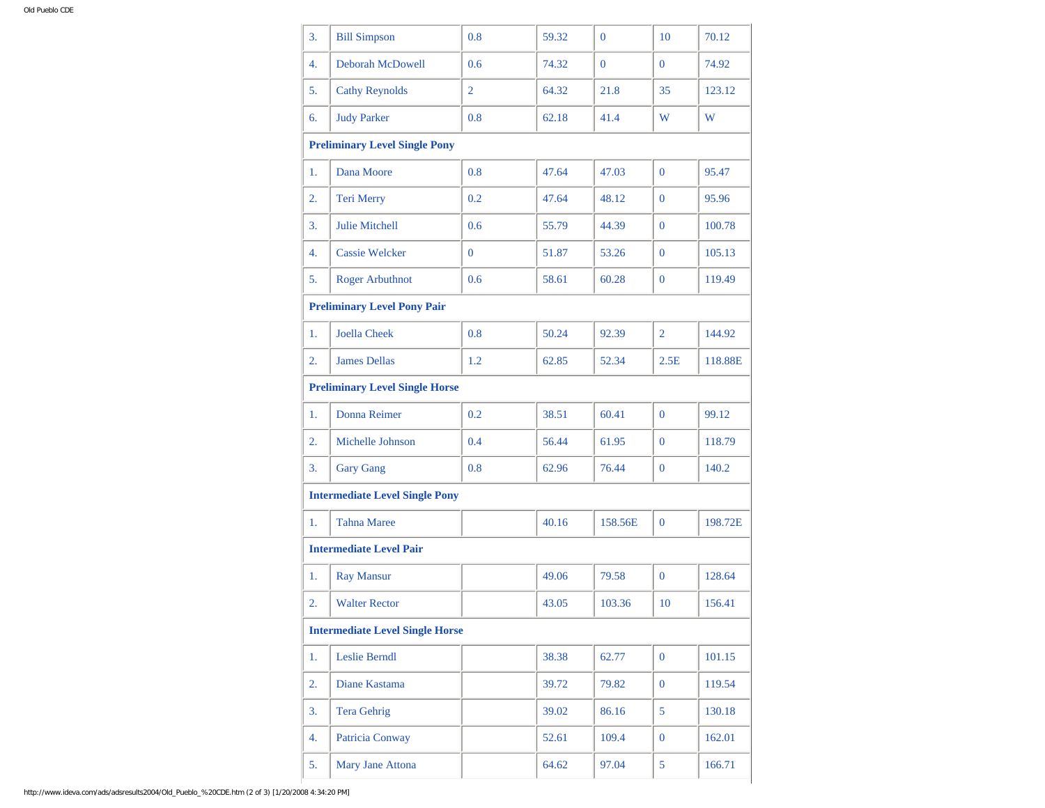| | | | | | | |
|---|---|---|---|---|---|---|
| 3. | Bill Simpson | 0.8 | 59.32 | 0 | 10 | 70.12 |
| 4. | Deborah McDowell | 0.6 | 74.32 | 0 | 0 | 74.92 |
| 5. | Cathy Reynolds | 2 | 64.32 | 21.8 | 35 | 123.12 |
| 6. | Judy Parker | 0.8 | 62.18 | 41.4 | W | W |
| **Preliminary Level Single Pony** | | | | | | |
| 1. | Dana Moore | 0.8 | 47.64 | 47.03 | 0 | 95.47 |
| 2. | Teri Merry | 0.2 | 47.64 | 48.12 | 0 | 95.96 |
| 3. | Julie Mitchell | 0.6 | 55.79 | 44.39 | 0 | 100.78 |
| 4. | Cassie Welcker | 0 | 51.87 | 53.26 | 0 | 105.13 |
| 5. | Roger Arbuthnot | 0.6 | 58.61 | 60.28 | 0 | 119.49 |
| **Preliminary Level Pony Pair** | | | | | | |
| 1. | Joella Cheek | 0.8 | 50.24 | 92.39 | 2 | 144.92 |
| 2. | James Dellas | 1.2 | 62.85 | 52.34 | 2.5E | 118.88E |
| **Preliminary Level Single Horse** | | | | | | |
| 1. | Donna Reimer | 0.2 | 38.51 | 60.41 | 0 | 99.12 |
| 2. | Michelle Johnson | 0.4 | 56.44 | 61.95 | 0 | 118.79 |
| 3. | Gary Gang | 0.8 | 62.96 | 76.44 | 0 | 140.2 |
| **Intermediate Level Single Pony** | | | | | | |
| 1. | Tahna Maree | | 40.16 | 158.56E | 0 | 198.72E |
| **Intermediate Level Pair** | | | | | | |
| 1. | Ray Mansur | | 49.06 | 79.58 | 0 | 128.64 |
| 2. | Walter Rector | | 43.05 | 103.36 | 10 | 156.41 |
| **Intermediate Level Single Horse** | | | | | | |
| 1. | Leslie Berndl | | 38.38 | 62.77 | 0 | 101.15 |
| 2. | Diane Kastama | | 39.72 | 79.82 | 0 | 119.54 |
| 3. | Tera Gehrig | | 39.02 | 86.16 | 5 | 130.18 |
| 4. | Patricia Conway | | 52.61 | 109.4 | 0 | 162.01 |
| 5. | Mary Jane Attona | | 64.62 | 97.04 | 5 | 166.71 |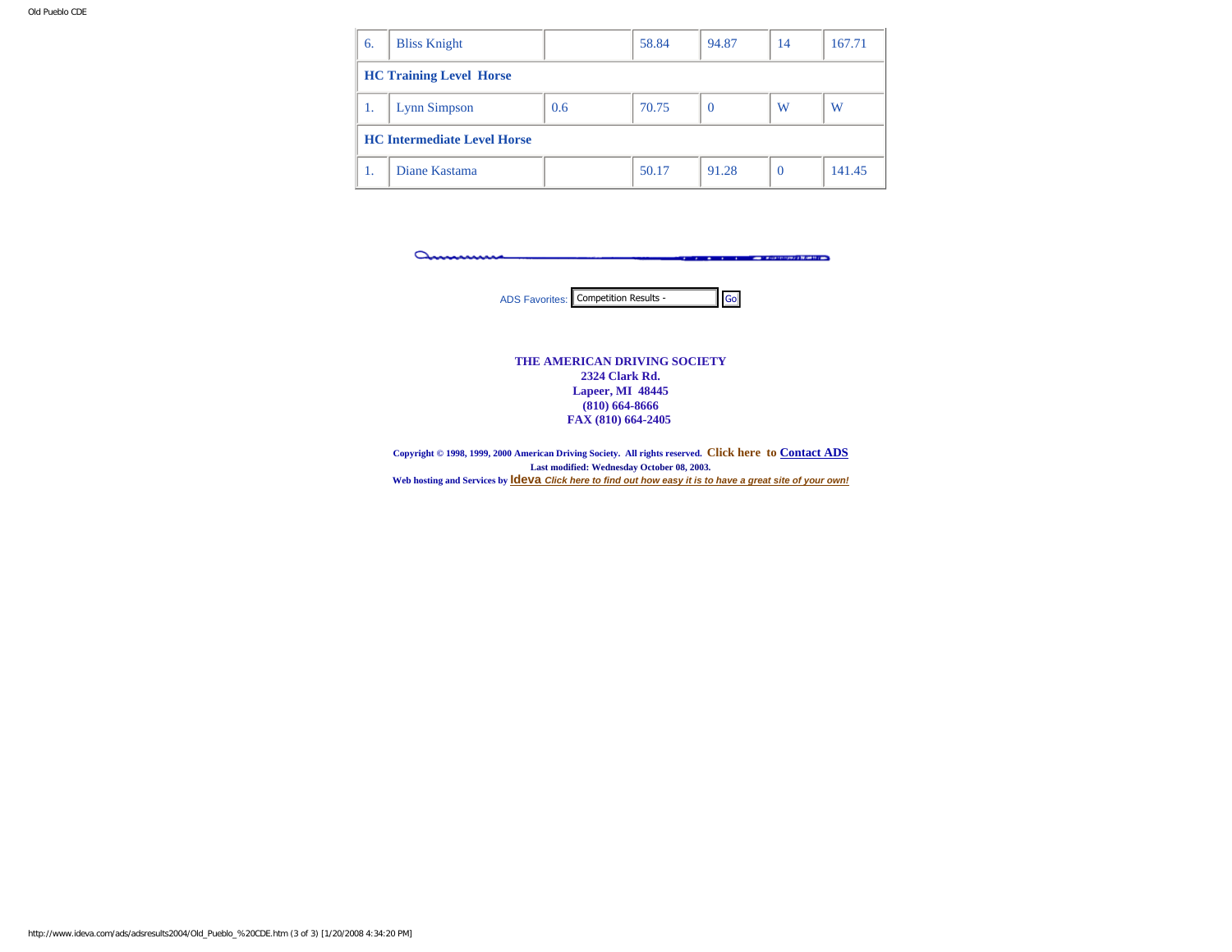| | | | | | | |
|---|---|---|---|---|---|---|
| 6. | Bliss Knight | | 58.84 | 94.87 | 14 | 167.71 |
| **HC Training Level Horse** | | | | | | |
| 1. | Lynn Simpson | 0.6 | 70.75 | 0 | W | W |
| **HC Intermediate Level Horse** | | | | | | |
| 1. | Diane Kastama | | 50.17 | 91.28 | 0 | 141.45 |

ADS Favorites: Competition Results - Go

**THE AMERICAN DRIVING SOCIETY**
**2324 Clark Rd.**
**Lapeer, MI 48445**
**(810) 664-8666**
**FAX (810) 664-2405**

**Copyright © 1998, 1999, 2000 American Driving Society. All rights reserved. Click here to Contact ADS**
**Last modified: Wednesday October 08, 2003.**
**Web hosting and Services by Ideva *Click here to find out how easy it is to have a great site of your own!***